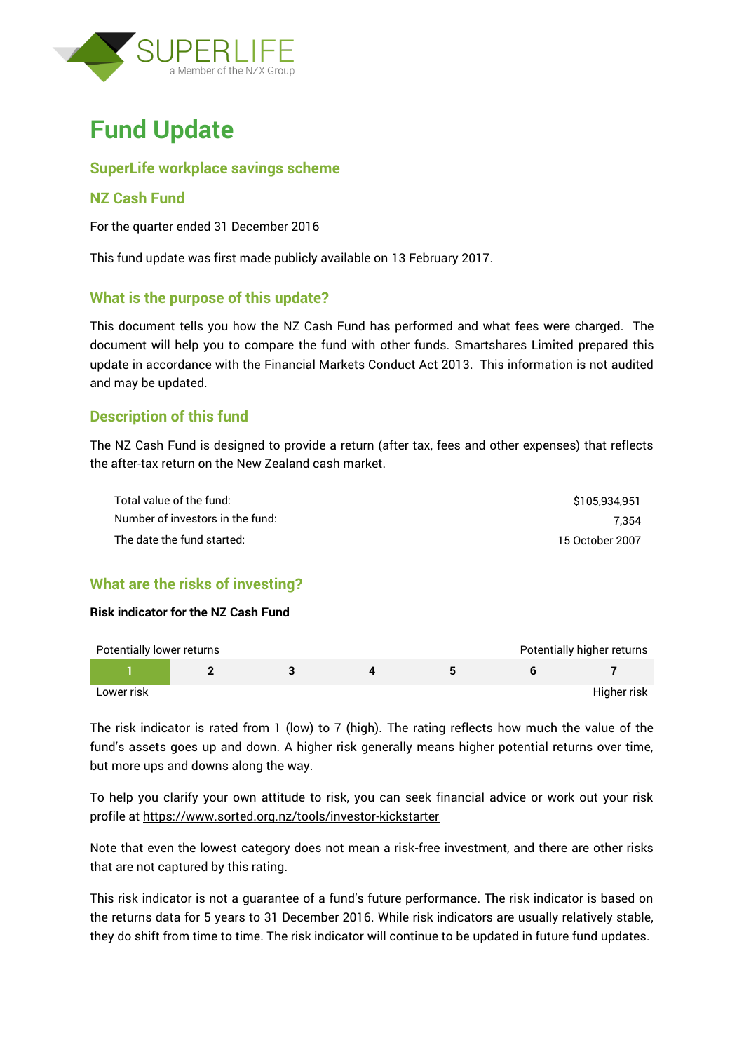SUPERLIFE
a Member of the NZX Group

# Fund Update

## SuperLife workplace savings scheme

## NZ Cash Fund

For the quarter ended 31 December 2016

This fund update was first made publicly available on 13 February 2017.

## What is the purpose of this update?

This document tells you how the NZ Cash Fund has performed and what fees were charged. The document will help you to compare the fund with other funds. Smartshares Limited prepared this update in accordance with the Financial Markets Conduct Act 2013. This information is not audited and may be updated.

## Description of this fund

The NZ Cash Fund is designed to provide a return (after tax, fees and other expenses) that reflects the after-tax return on the New Zealand cash market.

| | |
|---|---|
| Total value of the fund: | $105,934,951 |
| Number of investors in the fund: | 7,354 |
| The date the fund started: | 15 October 2007 |

## What are the risks of investing?

**Risk indicator for the NZ Cash Fund**

| Potentially lower returns | | | | | | Potentially higher returns |
|---|---|---|---|---|---|---|
| **1** | 2 | 3 | 4 | 5 | 6 | 7 |
| Lower risk | | | | | | Higher risk |

The risk indicator is rated from 1 (low) to 7 (high). The rating reflects how much the value of the fund's assets goes up and down. A higher risk generally means higher potential returns over time, but more ups and downs along the way.

To help you clarify your own attitude to risk, you can seek financial advice or work out your risk profile at https://www.sorted.org.nz/tools/investor-kickstarter

Note that even the lowest category does not mean a risk-free investment, and there are other risks that are not captured by this rating.

This risk indicator is not a guarantee of a fund's future performance. The risk indicator is based on the returns data for 5 years to 31 December 2016. While risk indicators are usually relatively stable, they do shift from time to time. The risk indicator will continue to be updated in future fund updates.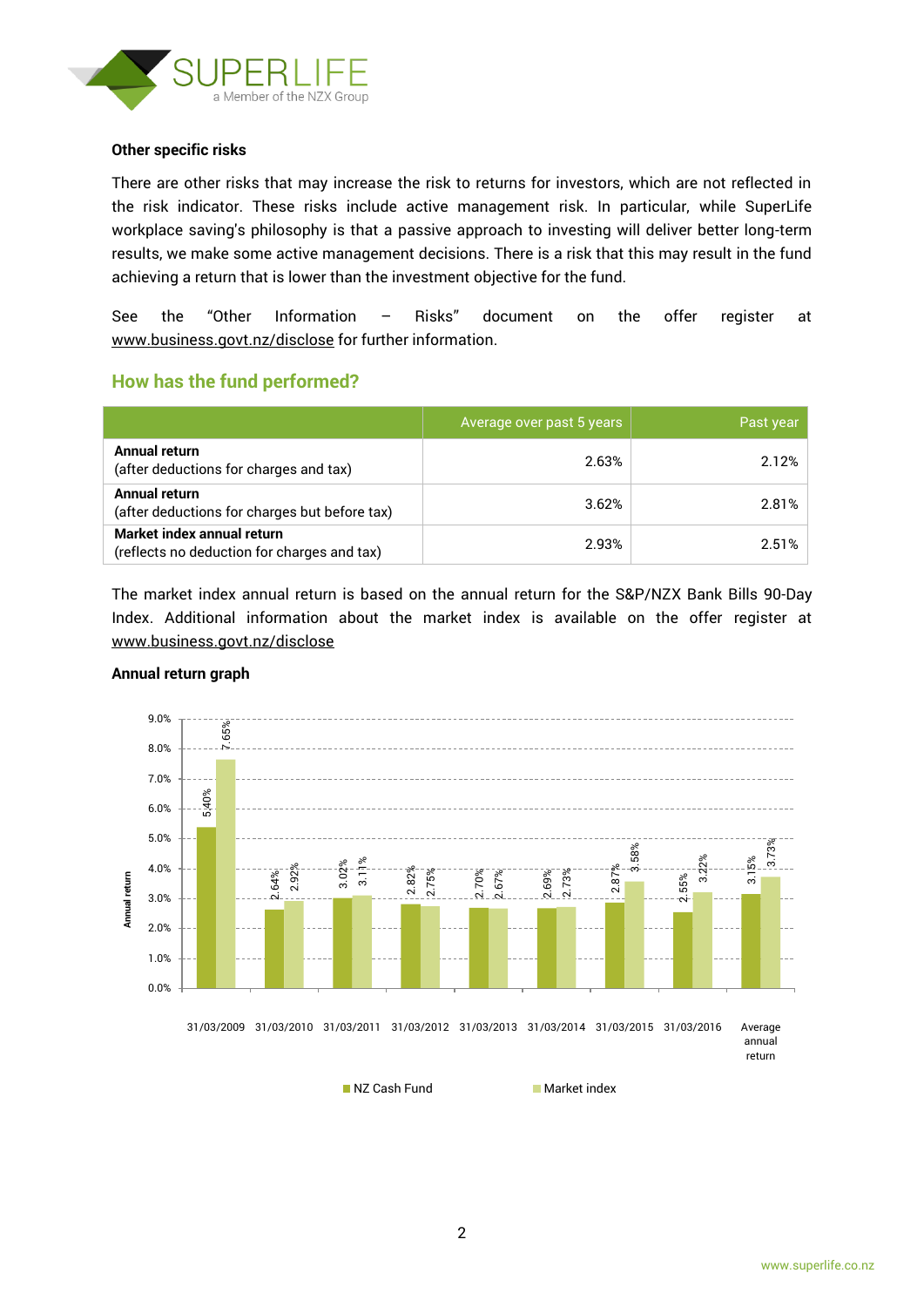### Other specific risks

There are other risks that may increase the risk to returns for investors, which are not reflected in the risk indicator. These risks include active management risk. In particular, while SuperLife workplace saving's philosophy is that a passive approach to investing will deliver better long-term results, we make some active management decisions. There is a risk that this may result in the fund achieving a return that is lower than the investment objective for the fund.

See the "Other Information – Risks" document on the offer register at www.business.govt.nz/disclose for further information.

## How has the fund performed?

| | Average over past 5 years | Past year |
|---|---|---|
| **Annual return** (after deductions for charges and tax) | 2.63% | 2.12% |
| **Annual return** (after deductions for charges but before tax) | 3.62% | 2.81% |
| **Market index annual return** (reflects no deduction for charges and tax) | 2.93% | 2.51% |

The market index annual return is based on the annual return for the S&P/NZX Bank Bills 90-Day Index. Additional information about the market index is available on the offer register at www.business.govt.nz/disclose

### Annual return graph

| | NZ Cash Fund | Market index |
|---|---|---|
| 31/03/2009 | 5.40% | 7.65% |
| 31/03/2010 | 2.64% | 2.92% |
| 31/03/2011 | 3.02% | 3.11% |
| 31/03/2012 | 2.82% | 2.75% |
| 31/03/2013 | 2.70% | 2.67% |
| 31/03/2014 | 2.69% | 2.73% |
| 31/03/2015 | 2.87% | 3.58% |
| 31/03/2016 | 2.55% | 3.22% |
| Average annual return | 3.15% | 3.73% |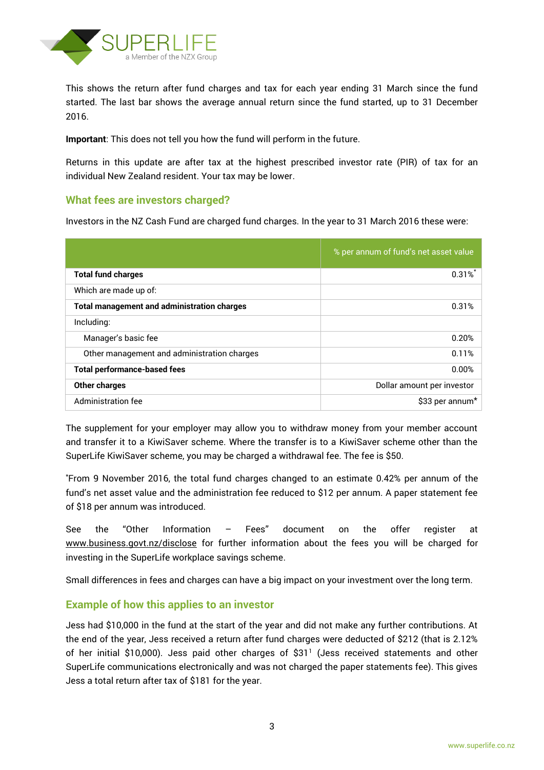This shows the return after fund charges and tax for each year ending 31 March since the fund started. The last bar shows the average annual return since the fund started, up to 31 December 2016.

**Important**: This does not tell you how the fund will perform in the future.

Returns in this update are after tax at the highest prescribed investor rate (PIR) of tax for an individual New Zealand resident. Your tax may be lower.

## What fees are investors charged?

Investors in the NZ Cash Fund are charged fund charges. In the year to 31 March 2016 these were:

| | % per annum of fund's net asset value |
|---|---:|
| **Total fund charges** | 0.31%* |
| Which are made up of: | |
| **Total management and administration charges** | 0.31% |
| Including: | |
| Manager's basic fee | 0.20% |
| Other management and administration charges | 0.11% |
| **Total performance-based fees** | 0.00% |
| **Other charges** | Dollar amount per investor |
| Administration fee | $33 per annum* |

The supplement for your employer may allow you to withdraw money from your member account and transfer it to a KiwiSaver scheme. Where the transfer is to a KiwiSaver scheme other than the SuperLife KiwiSaver scheme, you may be charged a withdrawal fee. The fee is $50.

*From 9 November 2016, the total fund charges changed to an estimate 0.42% per annum of the fund's net asset value and the administration fee reduced to $12 per annum. A paper statement fee of $18 per annum was introduced.

See the "Other Information – Fees" document on the offer register at www.business.govt.nz/disclose for further information about the fees you will be charged for investing in the SuperLife workplace savings scheme.

Small differences in fees and charges can have a big impact on your investment over the long term.

## Example of how this applies to an investor

Jess had $10,000 in the fund at the start of the year and did not make any further contributions. At the end of the year, Jess received a return after fund charges were deducted of $212 (that is 2.12% of her initial $10,000). Jess paid other charges of $31[1] (Jess received statements and other SuperLife communications electronically and was not charged the paper statements fee). This gives Jess a total return after tax of $181 for the year.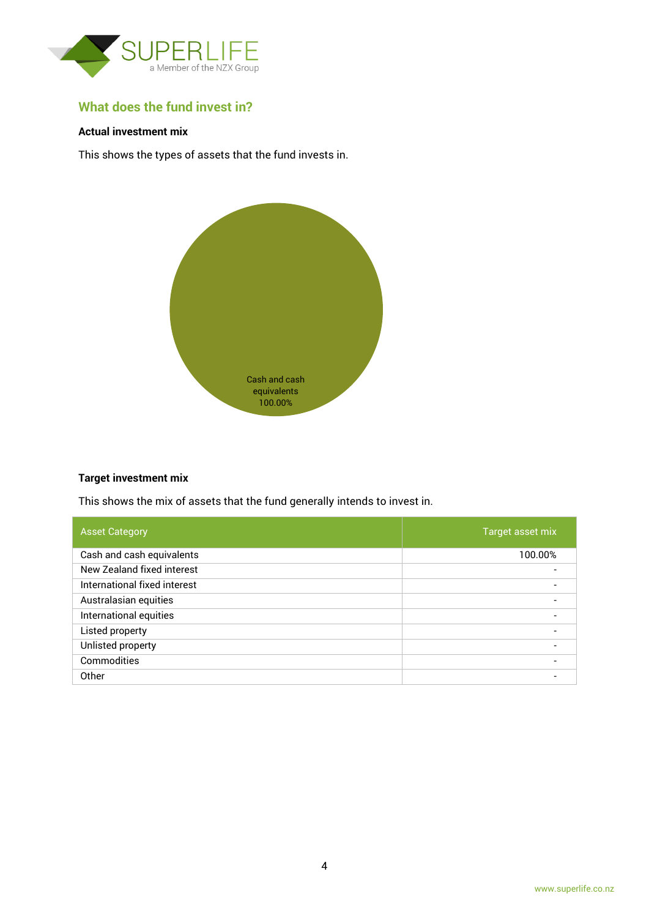## What does the fund invest in?

**Actual investment mix**

This shows the types of assets that the fund invests in.

Cash and cash equivalents 100.00%

**Target investment mix**

This shows the mix of assets that the fund generally intends to invest in.

| Asset Category | Target asset mix |
|---|---|
| Cash and cash equivalents | 100.00% |
| New Zealand fixed interest | - |
| International fixed interest | - |
| Australasian equities | - |
| International equities | - |
| Listed property | - |
| Unlisted property | - |
| Commodities | - |
| Other | - |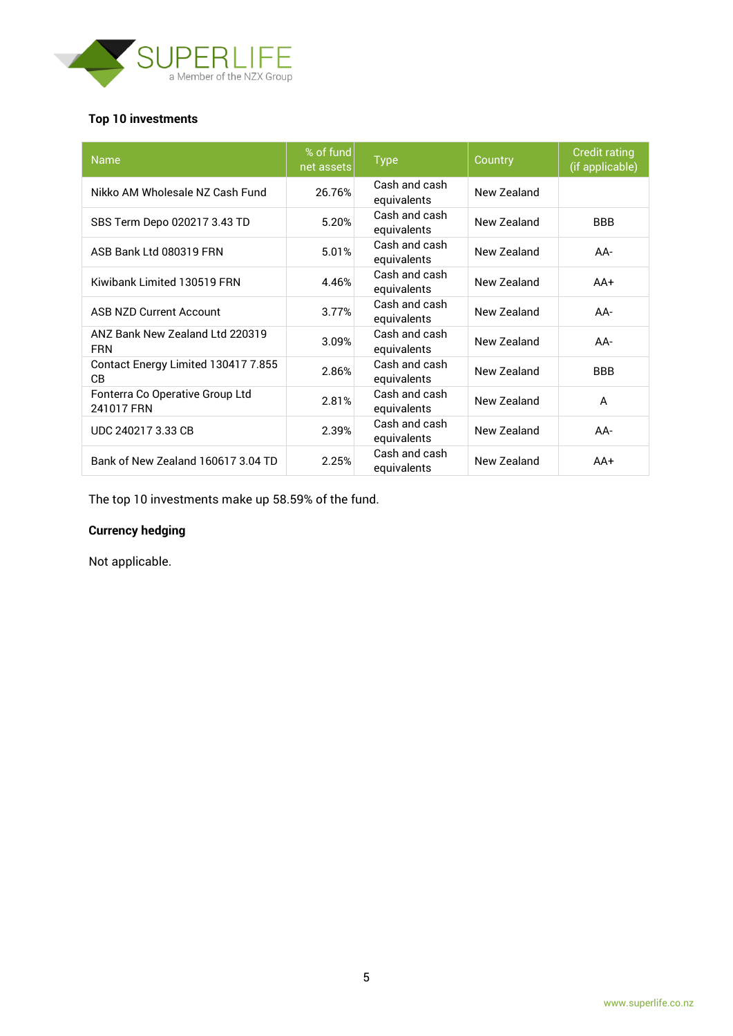**Top 10 investments**

| Name | % of fund net assets | Type | Country | Credit rating (if applicable) |
|---|---|---|---|---|
| Nikko AM Wholesale NZ Cash Fund | 26.76% | Cash and cash equivalents | New Zealand | |
| SBS Term Depo 020217 3.43 TD | 5.20% | Cash and cash equivalents | New Zealand | BBB |
| ASB Bank Ltd 080319 FRN | 5.01% | Cash and cash equivalents | New Zealand | AA- |
| Kiwibank Limited 130519 FRN | 4.46% | Cash and cash equivalents | New Zealand | AA+ |
| ASB NZD Current Account | 3.77% | Cash and cash equivalents | New Zealand | AA- |
| ANZ Bank New Zealand Ltd 220319 FRN | 3.09% | Cash and cash equivalents | New Zealand | AA- |
| Contact Energy Limited 130417 7.855 CB | 2.86% | Cash and cash equivalents | New Zealand | BBB |
| Fonterra Co Operative Group Ltd 241017 FRN | 2.81% | Cash and cash equivalents | New Zealand | A |
| UDC 240217 3.33 CB | 2.39% | Cash and cash equivalents | New Zealand | AA- |
| Bank of New Zealand 160617 3.04 TD | 2.25% | Cash and cash equivalents | New Zealand | AA+ |

The top 10 investments make up 58.59% of the fund.

**Currency hedging**

Not applicable.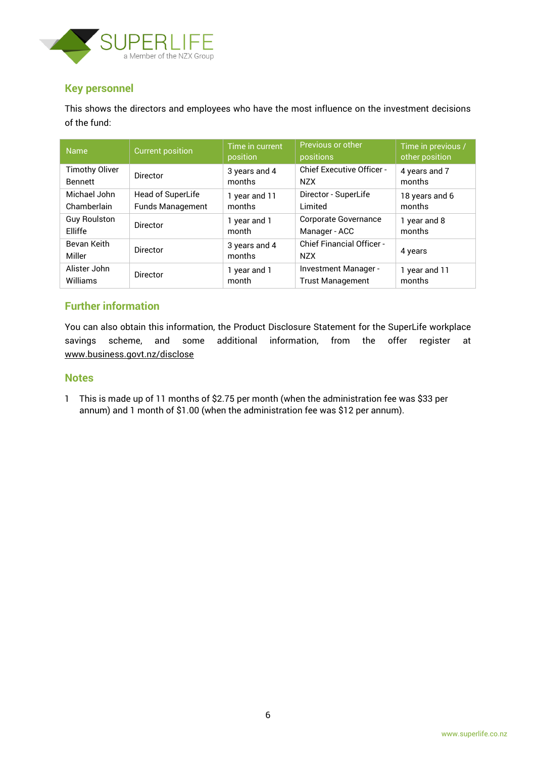## Key personnel

This shows the directors and employees who have the most influence on the investment decisions of the fund:

| Name | Current position | Time in current position | Previous or other positions | Time in previous / other position |
|---|---|---|---|---|
| Timothy Oliver Bennett | Director | 3 years and 4 months | Chief Executive Officer - NZX | 4 years and 7 months |
| Michael John Chamberlain | Head of SuperLife Funds Management | 1 year and 11 months | Director - SuperLife Limited | 18 years and 6 months |
| Guy Roulston Elliffe | Director | 1 year and 1 month | Corporate Governance Manager - ACC | 1 year and 8 months |
| Bevan Keith Miller | Director | 3 years and 4 months | Chief Financial Officer - NZX | 4 years |
| Alister John Williams | Director | 1 year and 1 month | Investment Manager - Trust Management | 1 year and 11 months |

## Further information

You can also obtain this information, the Product Disclosure Statement for the SuperLife workplace savings scheme, and some additional information, from the offer register at www.business.govt.nz/disclose

## Notes

1 This is made up of 11 months of $2.75 per month (when the administration fee was $33 per annum) and 1 month of $1.00 (when the administration fee was $12 per annum).